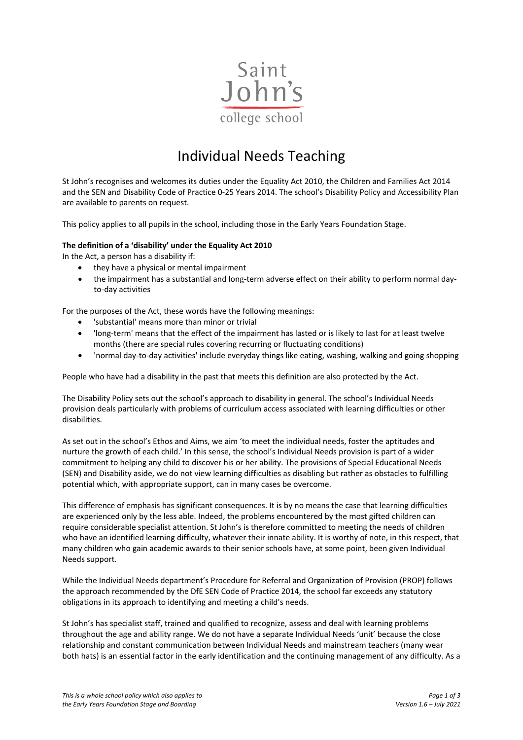Saint John's college school

# Individual Needs Teaching

St John's recognises and welcomes its duties under the Equality Act 2010, the Children and Families Act 2014 and the SEN and Disability Code of Practice 0-25 Years 2014. The school's Disability Policy and Accessibility Plan are available to parents on request.

This policy applies to all pupils in the school, including those in the Early Years Foundation Stage.

**The definition of a 'disability' under the Equality Act 2010**

In the Act, a person has a disability if:

- they have a physical or mental impairment
- the impairment has a substantial and long-term adverse effect on their ability to perform normal day-to-day activities

For the purposes of the Act, these words have the following meanings:

- 'substantial' means more than minor or trivial
- 'long-term' means that the effect of the impairment has lasted or is likely to last for at least twelve months (there are special rules covering recurring or fluctuating conditions)
- 'normal day-to-day activities' include everyday things like eating, washing, walking and going shopping

People who have had a disability in the past that meets this definition are also protected by the Act.

The Disability Policy sets out the school's approach to disability in general. The school's Individual Needs provision deals particularly with problems of curriculum access associated with learning difficulties or other disabilities.

As set out in the school's Ethos and Aims, we aim 'to meet the individual needs, foster the aptitudes and nurture the growth of each child.' In this sense, the school's Individual Needs provision is part of a wider commitment to helping any child to discover his or her ability. The provisions of Special Educational Needs (SEN) and Disability aside, we do not view learning difficulties as disabling but rather as obstacles to fulfilling potential which, with appropriate support, can in many cases be overcome.

This difference of emphasis has significant consequences. It is by no means the case that learning difficulties are experienced only by the less able. Indeed, the problems encountered by the most gifted children can require considerable specialist attention. St John's is therefore committed to meeting the needs of children who have an identified learning difficulty, whatever their innate ability. It is worthy of note, in this respect, that many children who gain academic awards to their senior schools have, at some point, been given Individual Needs support.

While the Individual Needs department's Procedure for Referral and Organization of Provision (PROP) follows the approach recommended by the DfE SEN Code of Practice 2014, the school far exceeds any statutory obligations in its approach to identifying and meeting a child's needs.

St John's has specialist staff, trained and qualified to recognize, assess and deal with learning problems throughout the age and ability range. We do not have a separate Individual Needs 'unit' because the close relationship and constant communication between Individual Needs and mainstream teachers (many wear both hats) is an essential factor in the early identification and the continuing management of any difficulty. As a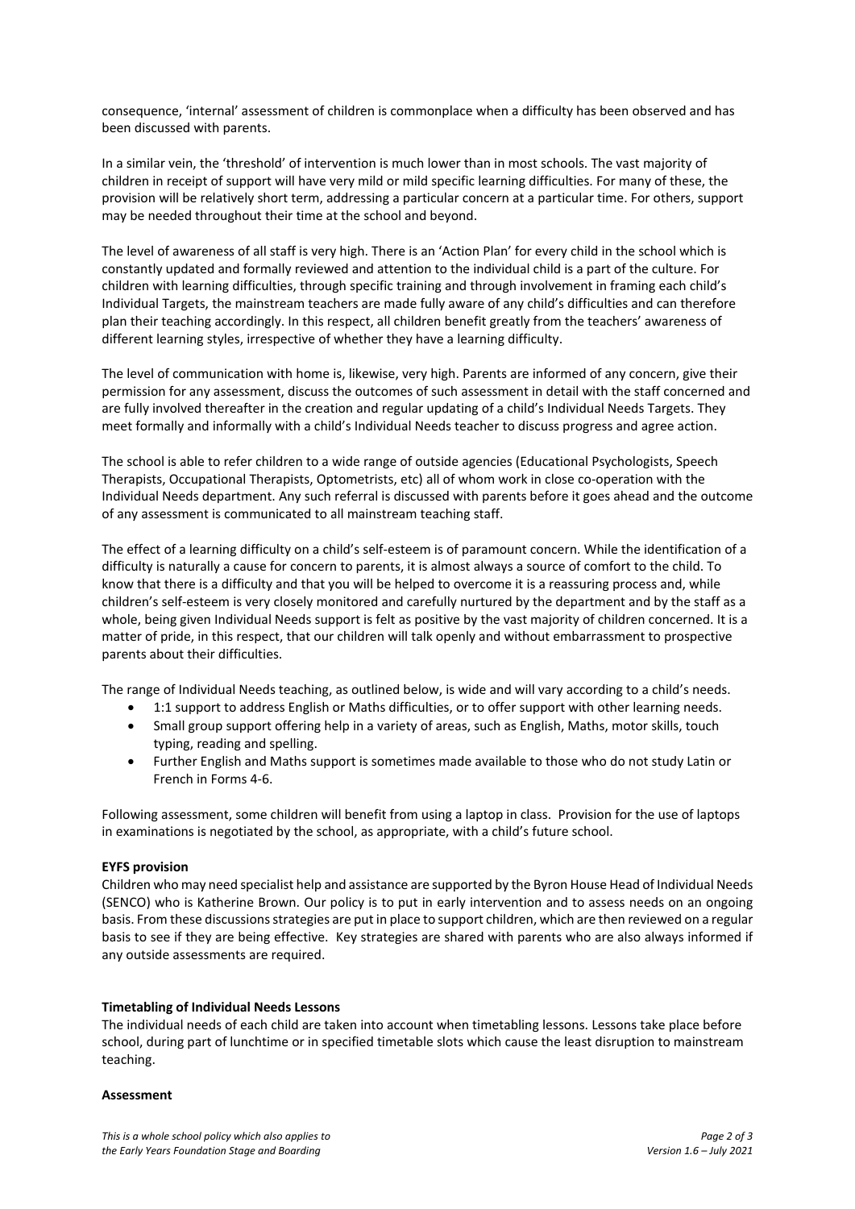consequence, 'internal' assessment of children is commonplace when a difficulty has been observed and has been discussed with parents.

In a similar vein, the 'threshold' of intervention is much lower than in most schools. The vast majority of children in receipt of support will have very mild or mild specific learning difficulties. For many of these, the provision will be relatively short term, addressing a particular concern at a particular time. For others, support may be needed throughout their time at the school and beyond.

The level of awareness of all staff is very high. There is an 'Action Plan' for every child in the school which is constantly updated and formally reviewed and attention to the individual child is a part of the culture. For children with learning difficulties, through specific training and through involvement in framing each child's Individual Targets, the mainstream teachers are made fully aware of any child's difficulties and can therefore plan their teaching accordingly. In this respect, all children benefit greatly from the teachers' awareness of different learning styles, irrespective of whether they have a learning difficulty.

The level of communication with home is, likewise, very high. Parents are informed of any concern, give their permission for any assessment, discuss the outcomes of such assessment in detail with the staff concerned and are fully involved thereafter in the creation and regular updating of a child's Individual Needs Targets. They meet formally and informally with a child's Individual Needs teacher to discuss progress and agree action.

The school is able to refer children to a wide range of outside agencies (Educational Psychologists, Speech Therapists, Occupational Therapists, Optometrists, etc) all of whom work in close co-operation with the Individual Needs department. Any such referral is discussed with parents before it goes ahead and the outcome of any assessment is communicated to all mainstream teaching staff.

The effect of a learning difficulty on a child's self-esteem is of paramount concern. While the identification of a difficulty is naturally a cause for concern to parents, it is almost always a source of comfort to the child. To know that there is a difficulty and that you will be helped to overcome it is a reassuring process and, while children's self-esteem is very closely monitored and carefully nurtured by the department and by the staff as a whole, being given Individual Needs support is felt as positive by the vast majority of children concerned. It is a matter of pride, in this respect, that our children will talk openly and without embarrassment to prospective parents about their difficulties.

The range of Individual Needs teaching, as outlined below, is wide and will vary according to a child's needs.

- 1:1 support to address English or Maths difficulties, or to offer support with other learning needs.
- Small group support offering help in a variety of areas, such as English, Maths, motor skills, touch typing, reading and spelling.
- Further English and Maths support is sometimes made available to those who do not study Latin or French in Forms 4-6.

Following assessment, some children will benefit from using a laptop in class. Provision for the use of laptops in examinations is negotiated by the school, as appropriate, with a child's future school.

**EYFS provision**

Children who may need specialist help and assistance are supported by the Byron House Head of Individual Needs (SENCO) who is Katherine Brown. Our policy is to put in early intervention and to assess needs on an ongoing basis. From these discussions strategies are put in place to support children, which are then reviewed on a regular basis to see if they are being effective. Key strategies are shared with parents who are also always informed if any outside assessments are required.

**Timetabling of Individual Needs Lessons**

The individual needs of each child are taken into account when timetabling lessons. Lessons take place before school, during part of lunchtime or in specified timetable slots which cause the least disruption to mainstream teaching.

**Assessment**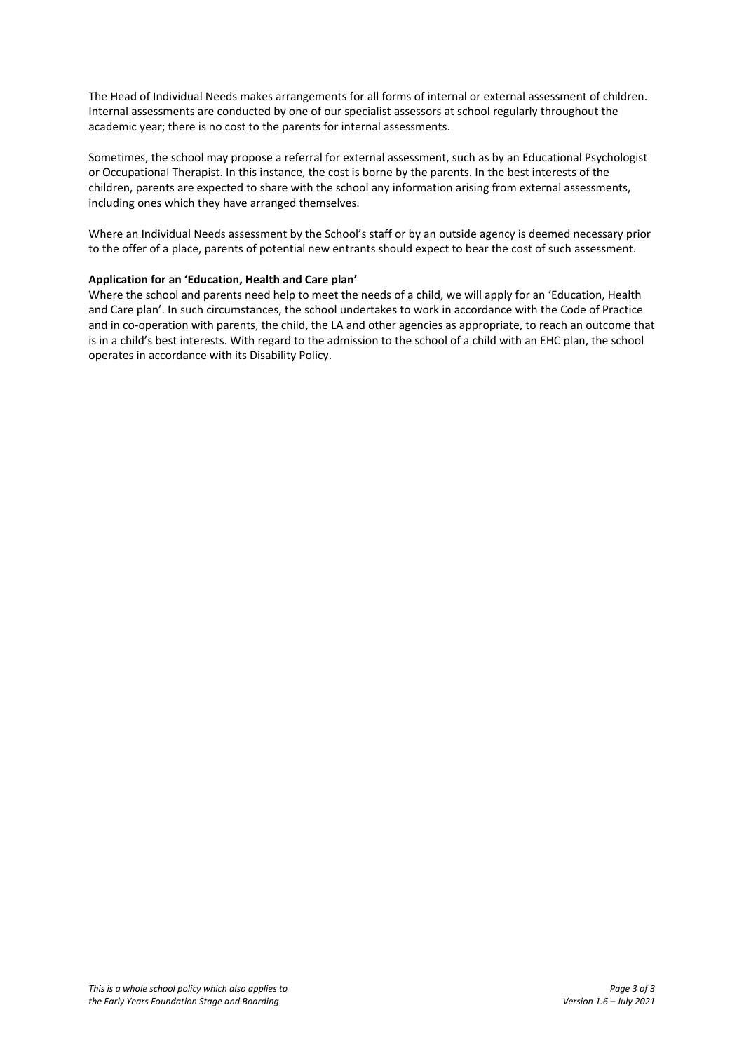The Head of Individual Needs makes arrangements for all forms of internal or external assessment of children. Internal assessments are conducted by one of our specialist assessors at school regularly throughout the academic year; there is no cost to the parents for internal assessments.

Sometimes, the school may propose a referral for external assessment, such as by an Educational Psychologist or Occupational Therapist. In this instance, the cost is borne by the parents. In the best interests of the children, parents are expected to share with the school any information arising from external assessments, including ones which they have arranged themselves.

Where an Individual Needs assessment by the School's staff or by an outside agency is deemed necessary prior to the offer of a place, parents of potential new entrants should expect to bear the cost of such assessment.

**Application for an 'Education, Health and Care plan'**

Where the school and parents need help to meet the needs of a child, we will apply for an 'Education, Health and Care plan'. In such circumstances, the school undertakes to work in accordance with the Code of Practice and in co-operation with parents, the child, the LA and other agencies as appropriate, to reach an outcome that is in a child's best interests. With regard to the admission to the school of a child with an EHC plan, the school operates in accordance with its Disability Policy.